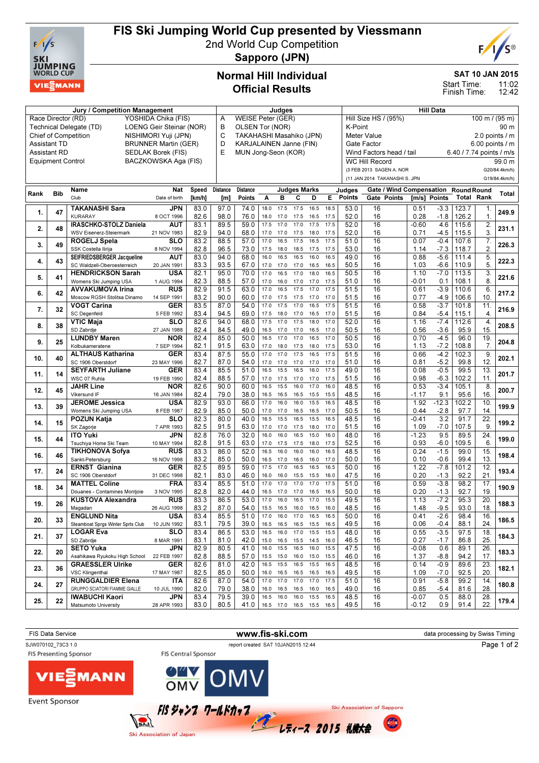# FIS Ski Jumping World Cup presented by Viessmann

## 2nd World Cup Competition
## Sapporo (JPN)

## Normal Hill Individual
## Official Results

**SAT 10 JAN 2015**
Start Time: 11:02
Finish Time: 12:42

| Jury / Competition Management | | Judges | | Hill Data | |
|---|---|---|---|---|---|
| Race Director (RD) | YOSHIDA Chika (FIS) | A | WEISE Peter (GER) | Hill Size HS / (95%) | 100 m / (95 m) |
| Technical Delegate (TD) | LOENG Geir Steinar (NOR) | B | OLSEN Tor (NOR) | K-Point | 90 m |
| Chief of Competition | NISHIMORI Yuji (JPN) | C | TAKAHASHI Masahiko (JPN) | Meter Value | 2.0 points / m |
| Assistant TD | BRUNNER Martin (GER) | D | KARJALAINEN Janne (FIN) | Gate Factor | 6.00 points / m |
| Assistant RD | SEDLAK Borek (FIS) | E | MUN Jong-Seon (KOR) | Wind Factors head / tail | 6.40 / 7.74 points / m/s |
| Equipment Control | BACZKOWSKA Aga (FIS) | | | WC Hill Record | 99.0 m |
| | | | | (3 FEB 2013 SAGEN A. NOR | G20/84.4km/h) |
| | | | | (11 JAN 2014 TAKANASHI S. JPN | G19/84.4km/h) |

| Rank | Bib | Name / Club | Nat / Date of birth | Speed [km/h] | Distance [m] | Distance Points | A | B | C | D | E | Judges Points | Gate | Gate Points | Wind [m/s] | Wind Points | Round Total | Round Rank | Total |
|---|---|---|---|---|---|---|---|---|---|---|---|---|---|---|---|---|---|---|---|
| 1. | 47 | TAKANASHI Sara | JPN | 83.0 | 97.0 | 74.0 | 18.0 | 17.5 | 17.5 | 16.5 | 18.5 | 53.0 | 16 | | 0.51 | -3.3 | 123.7 | 1. | 249.9 |
| | | KURARAY | 8 OCT 1996 | 82.6 | 98.0 | 76.0 | 18.0 | 17.0 | 17.5 | 17.5 | 17.5 | 52.0 | 16 | | 0.28 | -1.8 | 126.2 | 1. | |
| 2. | 48 | IRASCHKO-STOLZ Daniela | AUT | 83.1 | 89.5 | 59.0 | 17.5 | 17.0 | 17.0 | 17.5 | 17.5 | 52.0 | 16 | | -0.60 | 4.6 | 115.6 | 2. | 231.1 |
| | | WSV Eisenerz-Steiermark | 21 NOV 1983 | 82.9 | 94.0 | 68.0 | 17.0 | 17.0 | 17.5 | 18.0 | 17.5 | 52.0 | 16 | | 0.71 | -4.5 | 115.5 | 3. | |
| 3. | 49 | ROGELJ Spela | SLO | 83.2 | 88.5 | 57.0 | 17.0 | 16.5 | 17.5 | 16.5 | 17.5 | 51.0 | 16 | | 0.07 | -0.4 | 107.6 | 7. | 226.3 |
| | | SSK Costella Ilirija | 8 NOV 1994 | 82.8 | 96.5 | 73.0 | 17.5 | 18.0 | 18.5 | 17.5 | 17.5 | 53.0 | 16 | | 1.14 | -7.3 | 118.7 | 2. | |
| 4. | 43 | SEIFRIEDSBERGER Jacqueline | AUT | 83.0 | 94.0 | 68.0 | 16.0 | 16.5 | 16.5 | 16.0 | 16.5 | 49.0 | 16 | | 0.88 | -5.6 | 111.4 | 5. | 222.3 |
| | | SC Waldzell-Oberoesterreich | 20 JAN 1991 | 83.3 | 93.5 | 67.0 | 17.0 | 17.0 | 17.0 | 16.5 | 16.5 | 50.5 | 16 | | 1.03 | -6.6 | 110.9 | 5. | |
| 5. | 41 | HENDRICKSON Sarah | USA | 82.1 | 95.0 | 70.0 | 17.0 | 16.5 | 17.0 | 18.0 | 16.5 | 50.5 | 16 | | 1.10 | -7.0 | 113.5 | 3. | 221.6 |
| | | Womens Ski Jumping USA | 1 AUG 1994 | 82.3 | 88.5 | 57.0 | 17.0 | 16.0 | 17.0 | 17.0 | 17.5 | 51.0 | 16 | | -0.01 | 0.1 | 108.1 | 8. | |
| 6. | 42 | AVVAKUMOVA Irina | RUS | 82.9 | 91.5 | 63.0 | 17.0 | 16.5 | 17.5 | 17.0 | 17.5 | 51.5 | 16 | | 0.61 | -3.9 | 110.6 | 6. | 217.2 |
| | | Moscow RGSH Stolitsa Dinamo | 14 SEP 1991 | 83.2 | 90.0 | 60.0 | 17.0 | 17.5 | 17.5 | 17.0 | 17.0 | 51.5 | 16 | | 0.77 | -4.9 | 106.6 | 10. | |
| 7. | 32 | VOGT Carina | GER | 83.5 | 87.0 | 54.0 | 17.0 | 17.5 | 17.0 | 16.5 | 17.5 | 51.5 | 16 | | 0.58 | -3.7 | 101.8 | 11. | 216.9 |
| | | SC Degenfeld | 5 FEB 1992 | 83.4 | 94.5 | 69.0 | 17.5 | 18.0 | 17.0 | 16.5 | 17.0 | 51.5 | 16 | | 0.84 | -5.4 | 115.1 | 4. | |
| 8. | 38 | VTIC Maja | SLO | 82.6 | 94.0 | 68.0 | 17.5 | 17.0 | 17.5 | 18.0 | 17.0 | 52.0 | 16 | | 1.16 | -7.4 | 112.6 | 4. | 208.5 |
| | | SD Zabrdje | 27 JAN 1988 | 82.4 | 84.5 | 49.0 | 16.5 | 17.0 | 17.0 | 16.5 | 17.0 | 50.5 | 16 | | 0.56 | -3.6 | 95.9 | 15. | |
| 9. | 25 | LUNDBY Maren | NOR | 82.4 | 85.0 | 50.0 | 16.5 | 17.0 | 17.0 | 16.5 | 17.0 | 50.5 | 16 | | 0.70 | -4.5 | 96.0 | 19. | 204.8 |
| | | Kolbukameratene | 7 SEP 1994 | 82.1 | 91.5 | 63.0 | 17.0 | 18.0 | 17.5 | 18.0 | 17.5 | 53.0 | 16 | | 1.13 | -7.2 | 108.8 | 7. | |
| 10. | 40 | ALTHAUS Katharina | GER | 83.4 | 87.5 | 55.0 | 17.0 | 17.0 | 17.5 | 16.5 | 17.5 | 51.5 | 16 | | 0.66 | -4.2 | 102.3 | 9. | 202.1 |
| | | SC 1906 Oberstdorf | 23 MAY 1996 | 82.7 | 87.0 | 54.0 | 17.0 | 17.0 | 17.0 | 17.0 | 17.0 | 51.0 | 16 | | 0.81 | -5.2 | 99.8 | 12. | |
| 11. | 14 | SEYFARTH Juliane | GER | 83.4 | 85.5 | 51.0 | 16.5 | 15.5 | 16.5 | 16.0 | 17.5 | 49.0 | 16 | | 0.08 | -0.5 | 99.5 | 13. | 201.7 |
| | | WSC 07 Ruhla | 19 FEB 1990 | 82.4 | 88.5 | 57.0 | 17.0 | 17.5 | 17.0 | 17.0 | 17.5 | 51.5 | 16 | | 0.98 | -6.3 | 102.2 | 11. | |
| 12. | 45 | JAHR Line | NOR | 82.6 | 90.0 | 60.0 | 16.5 | 15.5 | 16.0 | 17.0 | 16.0 | 48.5 | 16 | | 0.53 | -3.4 | 105.1 | 8. | 200.7 |
| | | Vikersund IF | 16 JAN 1984 | 82.4 | 79.0 | 38.0 | 16.5 | 16.5 | 16.5 | 15.5 | 15.5 | 48.5 | 16 | | -1.17 | 9.1 | 95.6 | 16. | |
| 13. | 39 | JEROME Jessica | USA | 82.9 | 93.0 | 66.0 | 17.0 | 16.0 | 16.0 | 15.5 | 16.5 | 48.5 | 16 | | 1.92 | -12.3 | 102.2 | 10. | 199.9 |
| | | Womens Ski Jumping USA | 8 FEB 1987 | 82.9 | 85.0 | 50.0 | 17.0 | 17.0 | 16.5 | 16.5 | 17.0 | 50.5 | 16 | | 0.44 | -2.8 | 97.7 | 14. | |
| 14. | 15 | POZUN Katja | SLO | 82.3 | 80.0 | 40.0 | 16.5 | 15.5 | 16.5 | 15.5 | 16.5 | 48.5 | 16 | | -0.41 | 3.2 | 91.7 | 22. | 199.2 |
| | | SK Zagorje | 7 APR 1993 | 82.5 | 91.5 | 63.0 | 17.0 | 17.0 | 17.5 | 18.0 | 17.0 | 51.5 | 16 | | 1.09 | -7.0 | 107.5 | 9. | |
| 15. | 44 | ITO Yuki | JPN | 82.8 | 76.0 | 32.0 | 16.0 | 16.0 | 16.5 | 15.0 | 16.0 | 48.0 | 16 | | -1.23 | 9.5 | 89.5 | 24. | 199.0 |
| | | Tsuchiya Home Ski Team | 10 MAY 1994 | 82.8 | 91.5 | 63.0 | 17.0 | 17.5 | 17.5 | 18.0 | 17.5 | 52.5 | 16 | | 0.93 | -6.0 | 109.5 | 6. | |
| 16. | 46 | TIKHONOVA Sofya | RUS | 83.3 | 86.0 | 52.0 | 16.5 | 16.0 | 16.0 | 16.0 | 16.5 | 48.5 | 16 | | 0.24 | -1.5 | 99.0 | 15. | 198.4 |
| | | Sankt-Petersburg | 16 NOV 1998 | 83.2 | 85.0 | 50.0 | 16.5 | 17.0 | 16.5 | 16.0 | 17.0 | 50.0 | 16 | | 0.10 | -0.6 | 99.4 | 13. | |
| 17. | 24 | ERNST Gianina | GER | 82.5 | 89.5 | 59.0 | 17.5 | 17.0 | 16.5 | 16.5 | 16.5 | 50.0 | 16 | | 1.22 | -7.8 | 101.2 | 12. | 193.4 |
| | | SC 1906 Oberstdorf | 31 DEC 1998 | 82.1 | 83.0 | 46.0 | 16.0 | 16.0 | 15.5 | 15.5 | 16.0 | 47.5 | 16 | | 0.20 | -1.3 | 92.2 | 21. | |
| 18. | 34 | MATTEL Coline | FRA | 83.4 | 85.5 | 51.0 | 17.0 | 17.0 | 17.0 | 17.0 | 17.5 | 51.0 | 16 | | 0.59 | -3.8 | 98.2 | 17. | 190.9 |
| | | Douanes - Contamines Montjoie | 3 NOV 1995 | 82.8 | 82.0 | 44.0 | 16.5 | 17.0 | 17.0 | 16.5 | 16.5 | 50.0 | 16 | | 0.20 | -1.3 | 92.7 | 19. | |
| 19. | 26 | KUSTOVA Alexandra | RUS | 83.3 | 86.5 | 53.0 | 17.0 | 16.0 | 16.5 | 17.0 | 15.5 | 49.5 | 16 | | 1.13 | -7.2 | 95.3 | 20. | 188.3 |
| | | Magadan | 26 AUG 1998 | 83.2 | 87.0 | 54.0 | 15.5 | 16.5 | 16.0 | 16.5 | 16.0 | 48.5 | 16 | | 1.48 | -9.5 | 93.0 | 18. | |
| 20. | 33 | ENGLUND Nita | USA | 83.4 | 85.5 | 51.0 | 17.0 | 16.0 | 17.0 | 16.5 | 16.5 | 50.0 | 16 | | 0.41 | -2.6 | 98.4 | 16. | 186.5 |
| | | Steamboat Sprgs Winter Sprts Club | 10 JUN 1992 | 83.1 | 79.5 | 39.0 | 16.5 | 16.5 | 16.5 | 15.5 | 16.5 | 49.5 | 16 | | 0.06 | -0.4 | 88.1 | 24. | |
| 21. | 37 | LOGAR Eva | SLO | 83.4 | 86.5 | 53.0 | 16.5 | 16.0 | 17.0 | 15.5 | 15.5 | 48.0 | 16 | | 0.55 | -3.5 | 97.5 | 18. | 184.3 |
| | | SD Zabrdje | 8 MAR 1991 | 83.1 | 81.0 | 42.0 | 15.0 | 16.5 | 15.5 | 14.5 | 16.0 | 46.5 | 16 | | 0.27 | -1.7 | 86.8 | 25. | |
| 22. | 20 | SETO Yuka | JPN | 82.9 | 80.5 | 41.0 | 16.0 | 15.5 | 16.5 | 16.0 | 15.5 | 47.5 | 16 | | -0.08 | 0.6 | 89.1 | 26. | 183.3 |
| | | Asahikawa Ryukoku High School | 22 FEB 1997 | 82.8 | 88.5 | 57.0 | 15.5 | 15.0 | 16.0 | 15.0 | 15.0 | 46.0 | 16 | | 1.37 | -8.8 | 94.2 | 17. | |
| 23. | 36 | GRAESSLER Ulrike | GER | 82.6 | 81.0 | 42.0 | 16.5 | 15.5 | 16.5 | 15.5 | 16.5 | 48.5 | 16 | | 0.14 | -0.9 | 89.6 | 23. | 182.1 |
| | | VSC Klingenthal | 17 MAY 1987 | 82.5 | 85.0 | 50.0 | 16.5 | 16.5 | 16.5 | 16.5 | 16.5 | 49.5 | 16 | | 1.09 | -7.0 | 92.5 | 20. | |
| 24. | 27 | RUNGGALDIER Elena | ITA | 82.6 | 87.0 | 54.0 | 17.0 | 17.0 | 17.0 | 17.0 | 17.5 | 51.0 | 16 | | 0.91 | -5.8 | 99.2 | 14. | 180.8 |
| | | GRUPPO SCIATORI FIAMME GIALLE | 10 JUL 1990 | 82.0 | 79.0 | 38.0 | 16.0 | 16.5 | 16.5 | 16.0 | 16.5 | 49.0 | 16 | | 0.85 | -5.4 | 81.6 | 28. | |
| 25. | 22 | IWABUCHI Kaori | JPN | 83.4 | 79.5 | 39.0 | 16.5 | 16.0 | 16.0 | 15.5 | 16.5 | 48.5 | 16 | | -0.07 | 0.5 | 88.0 | 28. | 179.4 |
| | | Matsumoto University | 28 APR 1993 | 83.0 | 80.5 | 41.0 | 16.5 | 17.0 | 16.5 | 15.5 | 16.5 | 49.5 | 16 | | -0.12 | 0.9 | 91.4 | 22. | |

FIS Data Service www.fis-ski.com data processing by Swiss Timing

SJW070102_73C3 1.0 report created SAT 10JAN2015 12:44

FIS Presenting Sponsor: VIESSMANN | FIS Central Sponsor: OMV | Event Sponsor

FIS ジャンプ ワールドカップ レディース 2015 札幌大会

Ski Association of Japan | Ski Association of Sapporo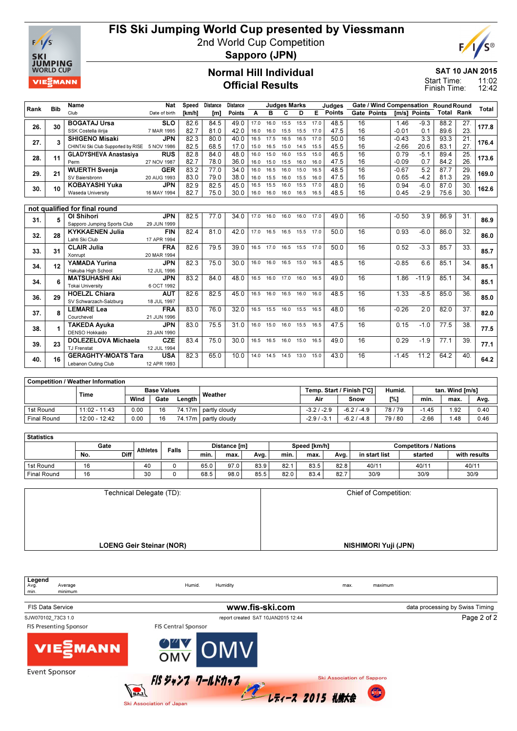# FIS Ski Jumping World Cup presented by Viessmann

2nd World Cup Competition

**Sapporo (JPN)**

## Normal Hill Individual
## Official Results

**SAT 10 JAN 2015**

Start Time: 11:02
Finish Time: 12:42

| Rank | Bib | Name / Club | Nat / Date of birth | Speed [km/h] | Distance [m] | Distance Points | A | B | C | D | E | Judges Points | Gate | Gate Points | Wind [m/s] | Wind Points | Round Total | Round Rank | Total |
|---|---|---|---|---|---|---|---|---|---|---|---|---|---|---|---|---|---|---|---|
| 26. | 30 | BOGATAJ Ursa / SSK Costella ilirija | SLO / 7 MAR 1995 | 82.6 / 82.7 | 84.5 / 81.0 | 49.0 / 42.0 | 17.0 / 16.0 | 16.0 / 16.0 | 15.5 / 15.5 | 15.5 / 15.5 | 17.0 / 17.0 | 48.5 / 47.5 | 16 / 16 | | 1.46 / -0.01 | -9.3 / 0.1 | 88.2 / 89.6 | 27. / 23. | 177.8 |
| 27. | 3 | SHIGENO Misaki / CHINTAI Ski Club Supported by RISE | JPN / 5 NOV 1986 | 82.3 / 82.5 | 80.0 / 68.5 | 40.0 / 17.0 | 16.5 / 15.0 | 17.5 / 16.5 | 16.5 / 15.0 | 16.5 / 14.5 | 17.0 / 15.5 | 50.0 / 45.5 | 16 / 16 | | -0.43 / -2.66 | 3.3 / 20.6 | 93.3 / 83.1 | 21. / 27. | 176.4 |
| 28. | 11 | GLADYSHEVA Anastasiya / Perm | RUS / 27 NOV 1987 | 82.8 / 82.7 | 84.0 / 78.0 | 48.0 / 36.0 | 16.0 / 16.0 | 15.0 / 15.0 | 16.0 / 15.5 | 15.5 / 16.0 | 15.0 / 16.0 | 46.5 / 47.5 | 16 / 16 | | 0.79 / -0.09 | -5.1 / 0.7 | 89.4 / 84.2 | 25. / 26. | 173.6 |
| 29. | 21 | WUERTH Svenja / SV Baiersbronn | GER / 20 AUG 1993 | 83.2 / 83.0 | 77.0 / 79.0 | 34.0 / 38.0 | 16.0 / 16.0 | 16.5 / 15.5 | 16.0 / 16.0 | 15.0 / 15.5 | 16.5 / 16.0 | 48.5 / 47.5 | 16 / 16 | | -0.67 / 0.65 | 5.2 / -4.2 | 87.7 / 81.3 | 29. / 29. | 169.0 |
| 30. | 10 | KOBAYASHI Yuka / Waseda University | JPN / 16 MAY 1994 | 82.9 / 82.7 | 82.5 / 75.0 | 45.0 / 30.0 | 16.5 / 16.0 | 15.5 / 16.0 | 16.0 / 16.0 | 15.5 / 16.5 | 17.0 / 16.5 | 48.0 / 48.5 | 16 / 16 | | 0.94 / 0.45 | -6.0 / -2.9 | 87.0 / 75.6 | 30. / 30. | 162.6 |

**not qualified for final round**

| Rank | Bib | Name / Club | Nat / Date of birth | Speed [km/h] | Distance [m] | Distance Points | A | B | C | D | E | Judges Points | Gate | Gate Points | Wind [m/s] | Wind Points | Round Total | Round Rank | Total |
|---|---|---|---|---|---|---|---|---|---|---|---|---|---|---|---|---|---|---|---|
| 31. | 5 | OI Shihori / Sapporo Jumping Sports Club | JPN / 29 JUN 1999 | 82.5 | 77.0 | 34.0 | 17.0 | 16.0 | 16.0 | 16.0 | 17.0 | 49.0 | 16 | | -0.50 | 3.9 | 86.9 | 31. | 86.9 |
| 32. | 28 | KYKKAENEN Julia / Lahti Ski Club | FIN / 17 APR 1994 | 82.4 | 81.0 | 42.0 | 17.0 | 16.5 | 16.5 | 15.5 | 17.0 | 50.0 | 16 | | 0.93 | -6.0 | 86.0 | 32. | 86.0 |
| 33. | 31 | CLAIR Julia / Xonrupt | FRA / 20 MAR 1994 | 82.6 | 79.5 | 39.0 | 16.5 | 17.0 | 16.5 | 15.5 | 17.0 | 50.0 | 16 | | 0.52 | -3.3 | 85.7 | 33. | 85.7 |
| 34. | 12 | YAMADA Yurina / Hakuba High School | JPN / 12 JUL 1996 | 82.3 | 75.0 | 30.0 | 16.0 | 16.0 | 16.5 | 15.0 | 16.5 | 48.5 | 16 | | -0.85 | 6.6 | 85.1 | 34. | 85.1 |
| 34. | 6 | MATSUHASHI Aki / Tokai University | JPN / 6 OCT 1992 | 83.2 | 84.0 | 48.0 | 16.5 | 16.0 | 17.0 | 16.0 | 16.5 | 49.0 | 16 | | 1.86 | -11.9 | 85.1 | 34. | 85.1 |
| 36. | 29 | HOELZL Chiara / SV Schwarzach-Salzburg | AUT / 18 JUL 1997 | 82.6 | 82.5 | 45.0 | 16.5 | 16.0 | 16.5 | 16.0 | 16.0 | 48.5 | 16 | | 1.33 | -8.5 | 85.0 | 36. | 85.0 |
| 37. | 8 | LEMARE Lea / Courchevel | FRA / 21 JUN 1996 | 83.0 | 76.0 | 32.0 | 16.5 | 15.5 | 16.0 | 15.5 | 16.5 | 48.0 | 16 | | -0.26 | 2.0 | 82.0 | 37. | 82.0 |
| 38. | 1 | TAKEDA Ayuka / DENSO Hokkaido | JPN / 23 JAN 1990 | 83.0 | 75.5 | 31.0 | 16.0 | 15.0 | 16.0 | 15.5 | 16.5 | 47.5 | 16 | | 0.15 | -1.0 | 77.5 | 38. | 77.5 |
| 39. | 23 | DOLEZELOVA Michaela / TJ Frenstat | CZE / 12 JUL 1994 | 83.4 | 75.0 | 30.0 | 16.5 | 16.5 | 16.0 | 15.0 | 16.5 | 49.0 | 16 | | 0.29 | -1.9 | 77.1 | 39. | 77.1 |
| 40. | 16 | GERAGHTY-MOATS Tara / Lebanon Outing Club | USA / 12 APR 1993 | 82.3 | 65.0 | 10.0 | 14.0 | 14.5 | 14.5 | 13.0 | 15.0 | 43.0 | 16 | | -1.45 | 11.2 | 64.2 | 40. | 64.2 |

**Competition / Weather Information**

| | Time | Base Values Wind | Base Values Gate | Base Values Length | Weather | Temp. Start / Finish [°C] Air | Temp. Start / Finish [°C] Snow | Humid. [%] | tan. Wind [m/s] min. | tan. Wind [m/s] max. | tan. Wind [m/s] Avg. |
|---|---|---|---|---|---|---|---|---|---|---|---|
| 1st Round | 11:02 - 11:43 | 0.00 | 16 | 74.17m | partly cloudy | -3.2 / -2.9 | -6.2 / -4.9 | 78 / 79 | -1.45 | 1.92 | 0.40 |
| Final Round | 12:00 - 12:42 | 0.00 | 16 | 74.17m | partly cloudy | -2.9 / -3.1 | -6.2 / -4.8 | 79 / 80 | -2.66 | 1.48 | 0.46 |

**Statistics**

| | Gate No. | Gate Diff | Athletes | Falls | Distance [m] min. | Distance [m] max. | Distance [m] Avg. | Speed [km/h] min. | Speed [km/h] max. | Speed [km/h] Avg. | Competitors / Nations in start list | started | with results |
|---|---|---|---|---|---|---|---|---|---|---|---|---|---|
| 1st Round | 16 | | 40 | 0 | 65.0 | 97.0 | 83.9 | 82.1 | 83.5 | 82.8 | 40/11 | 40/11 | 40/11 |
| Final Round | 16 | | 30 | 0 | 68.5 | 98.0 | 85.5 | 82.0 | 83.4 | 82.7 | 30/9 | 30/9 | 30/9 |

| Technical Delegate (TD): | Chief of Competition: |
|---|---|
| **LOENG Geir Steinar (NOR)** | **NISHIMORI Yuji (JPN)** |

**Legend**
Avg. Average
min. minimum
Humid. Humidity
max. maximum

FIS Data Service — www.fis-ski.com — data processing by Swiss Timing

SJW070102_73C3 1.0 — report created SAT 10JAN2015 12:44

FIS Presenting Sponsor: VIESSMANN
FIS Central Sponsor: OMV
Event Sponsor

FISジャンプワールドカップ レディース 2015 札幌大会
Ski Association of Japan
Ski Association of Sapporo